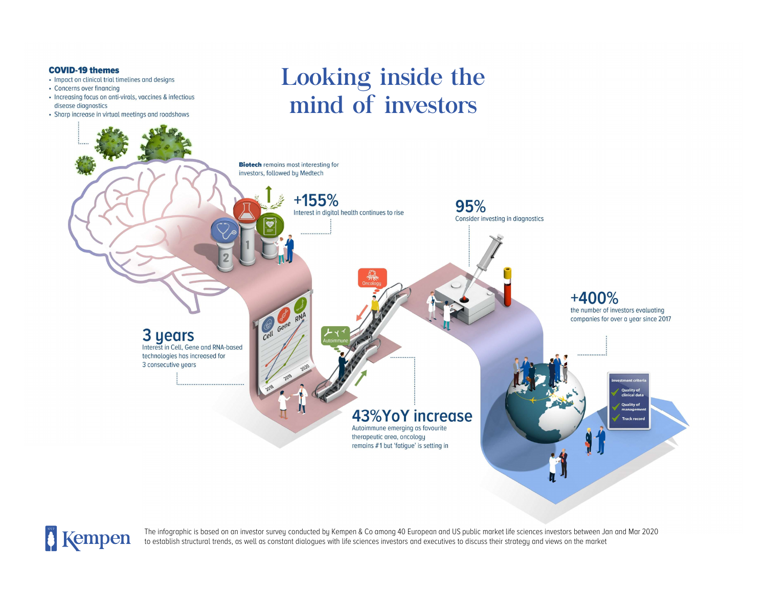# Looking inside the mind of investors

**COVID-19 themes**

- Impact on clinical trial timelines and designs
- Concerns over financing
- Increasing focus on anti-virals, vaccines & infectious disease diagnostics
- Sharp increase in virtual meetings and roadshows

**Biotech** remains most interesting for investors, followed by Medtech

**+155%**
Interest in digital health continues to rise

**95%**
Consider investing in diagnostics

**+400%**
the number of investors evaluating companies for over a year since 2017

**3 years**
Interest in Cell, Gene and RNA-based technologies has increased for 3 consecutive years

**43%YoY increase**
Autoimmune emerging as favourite therapeutic area, oncology remains #1 but 'fatigue' is setting in

Investment criteria

- Quality of clinical data
- Quality of management
- Track record

The infographic is based on an investor survey conducted by Kempen & Co among 40 European and US public market life sciences investors between Jan and Mar 2020 to establish structural trends, as well as constant dialogues with life sciences investors and executives to discuss their strategy and views on the market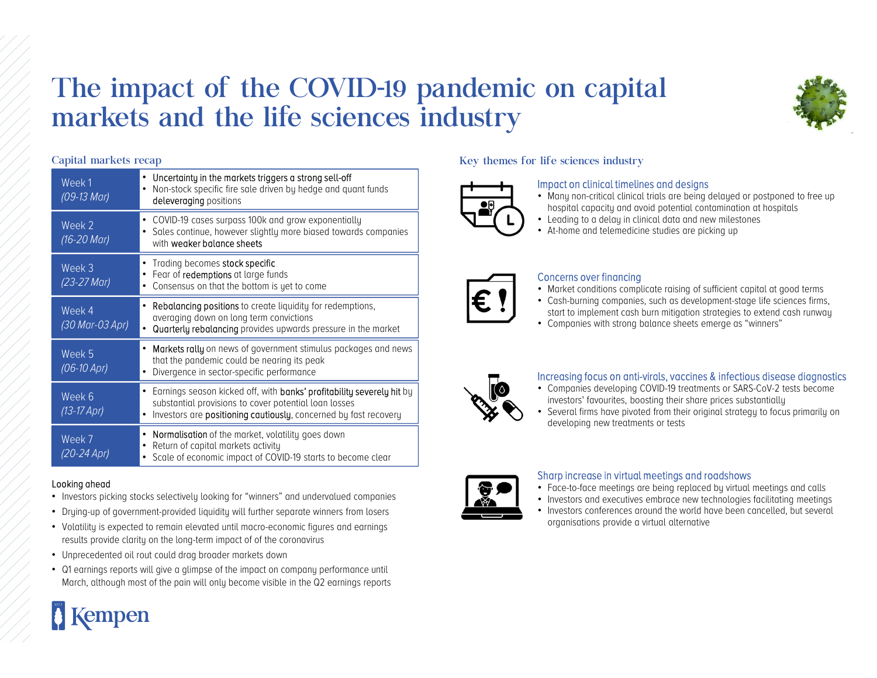# The impact of the COVID-19 pandemic on capital markets and the life sciences industry

## Capital markets recap

| Week | Summary |
|---|---|
| Week 1 *(09-13 Mar)* | • Uncertainty in the markets triggers a strong sell-off<br>• Non-stock specific fire sale driven by hedge and quant funds **deleveraging** positions |
| Week 2 *(16-20 Mar)* | • COVID-19 cases surpass 100k and grow exponentially<br>• Sales continue, however slightly more biased towards companies with **weaker balance sheets** |
| Week 3 *(23-27 Mar)* | • Trading becomes **stock specific**<br>• Fear of **redemptions** at large funds<br>• Consensus on that the bottom is yet to come |
| Week 4 *(30 Mar-03 Apr)* | • **Rebalancing positions** to create liquidity for redemptions, averaging down on long term convictions<br>• **Quarterly rebalancing** provides upwards pressure in the market |
| Week 5 *(06-10 Apr)* | • **Markets rally** on news of government stimulus packages and news that the pandemic could be nearing its peak<br>• Divergence in sector-specific performance |
| Week 6 *(13-17 Apr)* | • Earnings season kicked off, with **banks' profitability severely hit** by substantial provisions to cover potential loan losses<br>• Investors are **positioning cautiously**, concerned by fast recovery |
| Week 7 *(20-24 Apr)* | • **Normalisation** of the market, volatility goes down<br>• Return of capital markets activity<br>• Scale of economic impact of COVID-19 starts to become clear |

### Looking ahead

- Investors picking stocks selectively looking for "winners" and undervalued companies
- Drying-up of government-provided liquidity will further separate winners from losers
- Volatility is expected to remain elevated until macro-economic figures and earnings results provide clarity on the long-term impact of of the coronavirus
- Unprecedented oil rout could drag broader markets down
- Q1 earnings reports will give a glimpse of the impact on company performance until March, although most of the pain will only become visible in the Q2 earnings reports

## Key themes for life sciences industry

### Impact on clinical timelines and designs

- Many non-critical clinical trials are being delayed or postponed to free up hospital capacity and avoid potential contamination at hospitals
- Leading to a delay in clinical data and new milestones
- At-home and telemedicine studies are picking up

### Concerns over financing

- Market conditions complicate raising of sufficient capital at good terms
- Cash-burning companies, such as development-stage life sciences firms, start to implement cash burn mitigation strategies to extend cash runway
- Companies with strong balance sheets emerge as "winners"

### Increasing focus on anti-virals, vaccines & infectious disease diagnostics

- Companies developing COVID-19 treatments or SARS-CoV-2 tests become investors' favourites, boosting their share prices substantially
- Several firms have pivoted from their original strategy to focus primarily on developing new treatments or tests

### Sharp increase in virtual meetings and roadshows

- Face-to-face meetings are being replaced by virtual meetings and calls
- Investors and executives embrace new technologies facilitating meetings
- Investors conferences around the world have been cancelled, but several organisations provide a virtual alternative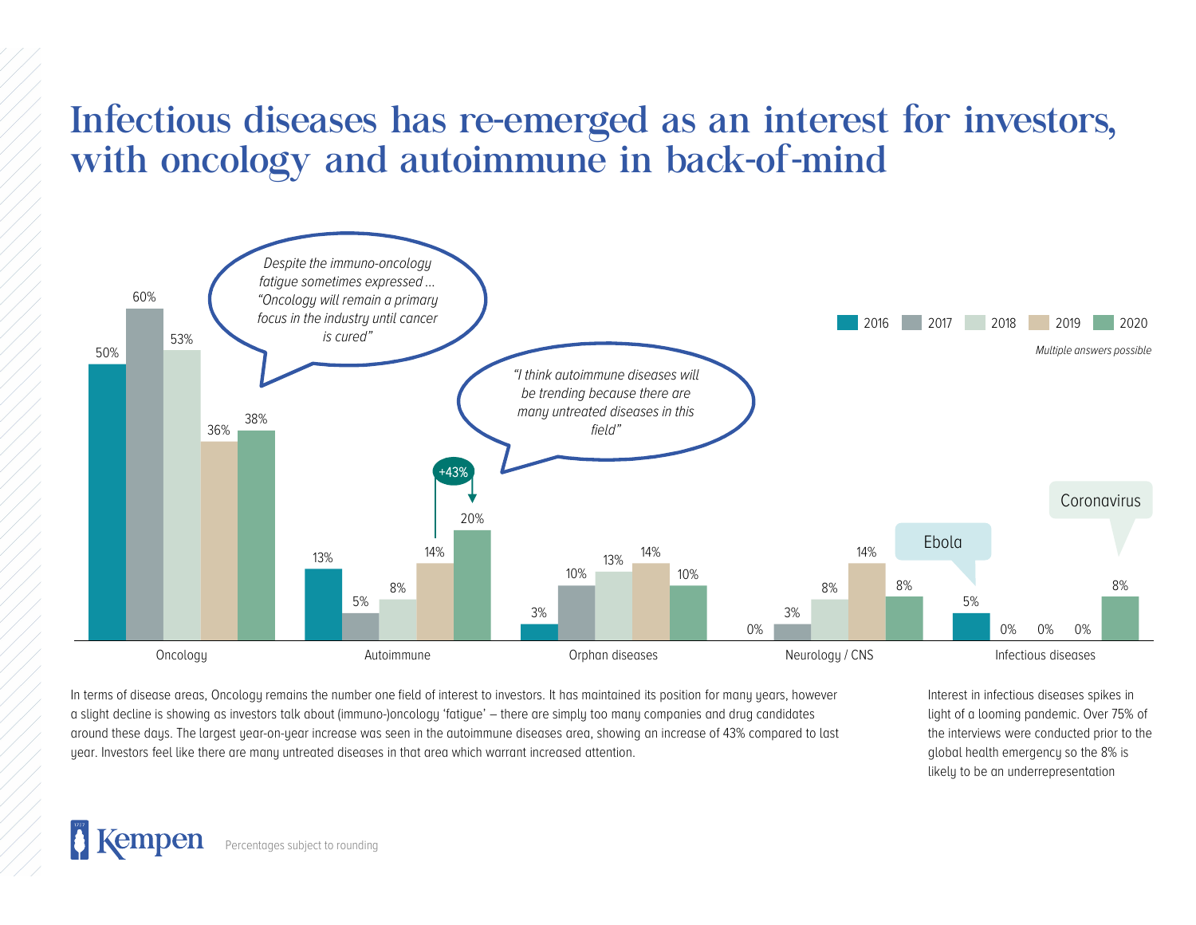# Infectious diseases has re-emerged as an interest for investors, with oncology and autoimmune in back-of-mind

*Multiple answers possible*

| | 2016 | 2017 | 2018 | 2019 | 2020 |
|---|---|---|---|---|---|
| Oncology | 50% | 60% | 53% | 36% | 38% |
| Autoimmune | 13% | 5% | 8% | 14% | 20% |
| Orphan diseases | 3% | 10% | 13% | 14% | 10% |
| Neurology / CNS | 0% | 3% | 8% | 14% | 8% |
| Infectious diseases | 5% | 0% | 0% | 0% | 8% |

*Despite the immuno-oncology fatigue sometimes expressed ... "Oncology will remain a primary focus in the industry until cancer is cured"*

*"I think autoimmune diseases will be trending because there are many untreated diseases in this field"*

+43%

Ebola

Coronavirus

In terms of disease areas, Oncology remains the number one field of interest to investors. It has maintained its position for many years, however a slight decline is showing as investors talk about (immuno-)oncology 'fatigue' – there are simply too many companies and drug candidates around these days. The largest year-on-year increase was seen in the autoimmune diseases area, showing an increase of 43% compared to last year. Investors feel like there are many untreated diseases in that area which warrant increased attention.

Interest in infectious diseases spikes in light of a looming pandemic. Over 75% of the interviews were conducted prior to the global health emergency so the 8% is likely to be an underrepresentation

Percentages subject to rounding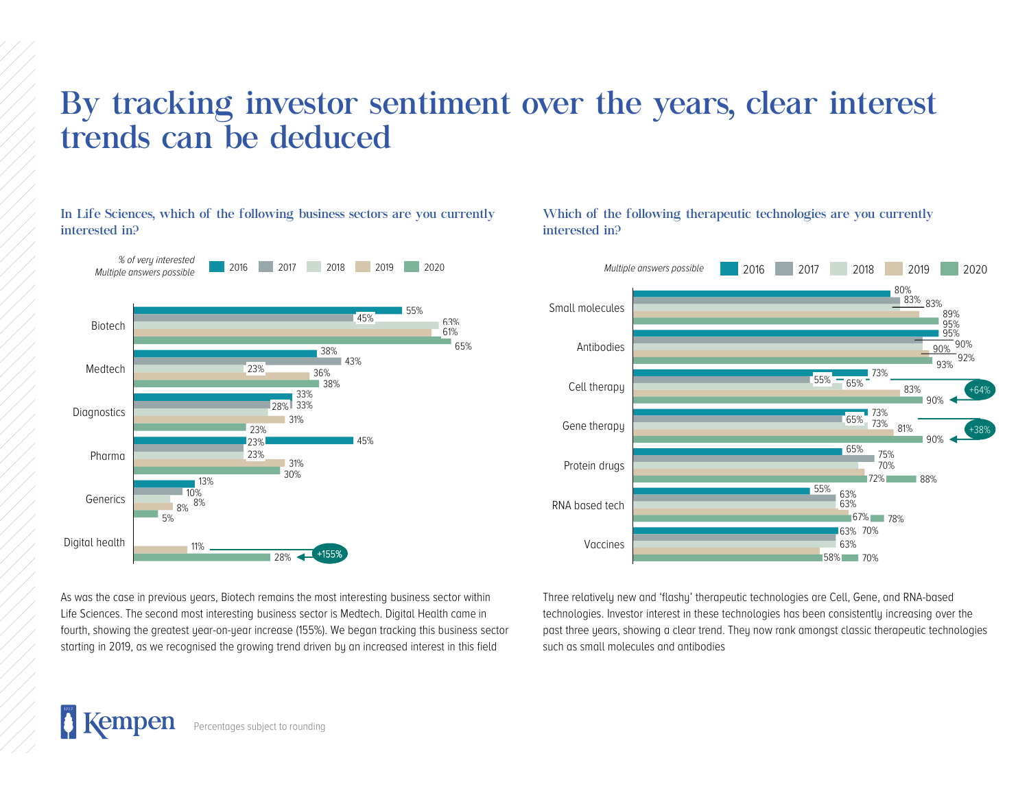# By tracking investor sentiment over the years, clear interest trends can be deduced

### In Life Sciences, which of the following business sectors are you currently interested in?

*% of very interested*
*Multiple answers possible*

| Sector | 2016 | 2017 | 2018 | 2019 | 2020 |
|---|---|---|---|---|---|
| Biotech | 55% | 45% | 63% | 61% | 65% |
| Medtech | 38% | 43% | 23% | 36% | 38% |
| Diagnostics | 33% | 28% | 33% | 31% | 23% |
| Pharma | 45% | 23% | 23% | 31% | 30% |
| Generics | 13% | 10% | 8% | 8% | 5% |
| Digital health | | | | 11% | 28% (+155%) |

As was the case in previous years, Biotech remains the most interesting business sector within Life Sciences. The second most interesting business sector is Medtech. Digital Health came in fourth, showing the greatest year-on-year increase (155%). We began tracking this business sector starting in 2019, as we recognised the growing trend driven by an increased interest in this field

### Which of the following therapeutic technologies are you currently interested in?

*Multiple answers possible*

| Technology | 2016 | 2017 | 2018 | 2019 | 2020 |
|---|---|---|---|---|---|
| Small molecules | 80% | 83% | 83% | 89% | 95% |
| Antibodies | 95% | 90% | 90% | 92% | 93% |
| Cell therapy | 73% | 55% | 65% | 83% | 90% (+64%) |
| Gene therapy | 73% | 65% | 73% | 81% | 90% (+38%) |
| Protein drugs | 65% | 75% | 70% | 72% | 88% |
| RNA based tech | 55% | 63% | 63% | 67% | 78% |
| Vaccines | 63% | 70% | 63% | 58% | 70% |

Three relatively new and 'flashy' therapeutic technologies are Cell, Gene, and RNA-based technologies. Investor interest in these technologies has been consistently increasing over the past three years, showing a clear trend. They now rank amongst classic therapeutic technologies such as small molecules and antibodies

Percentages subject to rounding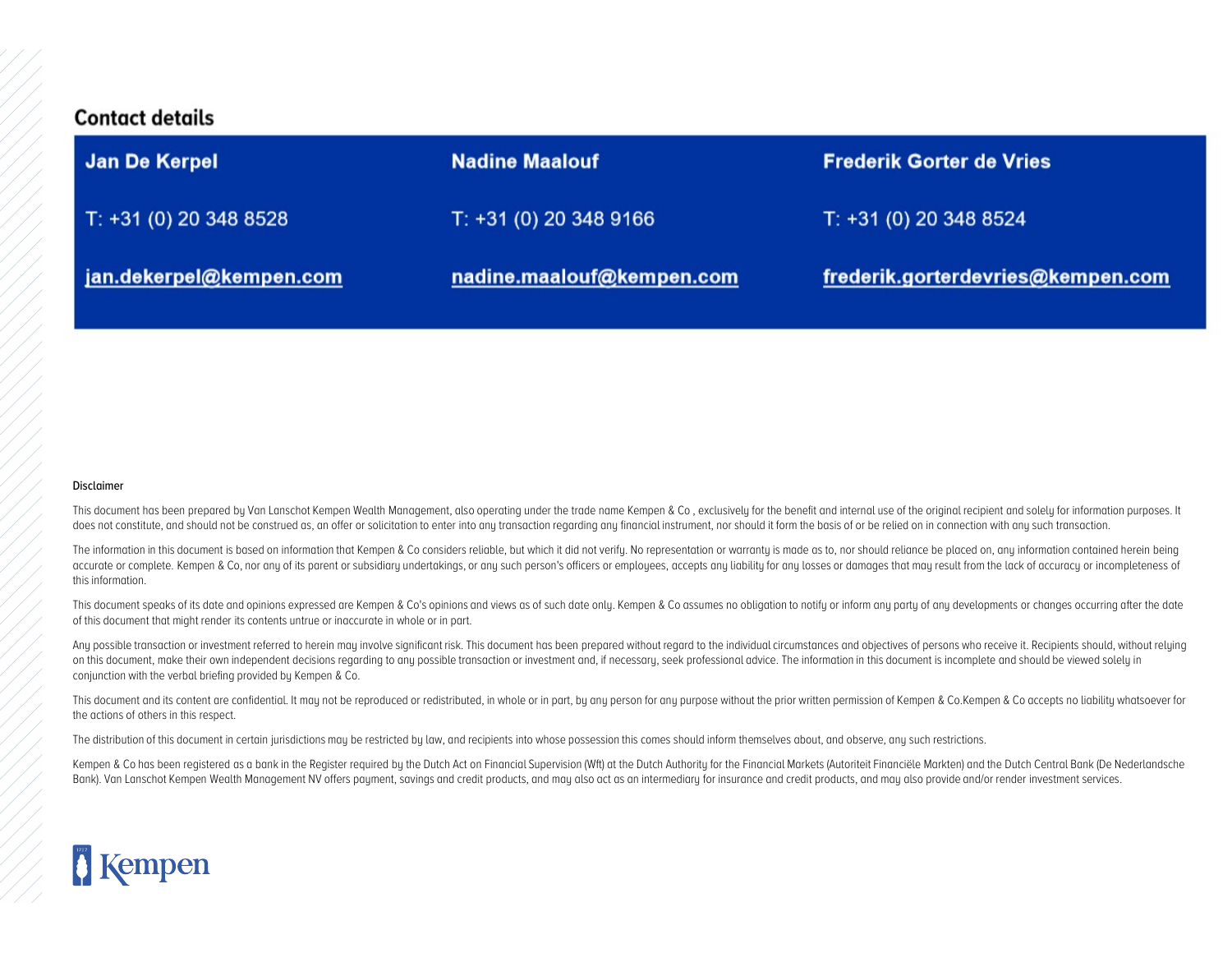## Contact details

| Jan De Kerpel | Nadine Maalouf | Frederik Gorter de Vries |
| --- | --- | --- |
| T: +31 (0) 20 348 8528 | T: +31 (0) 20 348 9166 | T: +31 (0) 20 348 8524 |
| jan.dekerpel@kempen.com | nadine.maalouf@kempen.com | frederik.gorterdevries@kempen.com |

Disclaimer

This document has been prepared by Van Lanschot Kempen Wealth Management, also operating under the trade name Kempen & Co , exclusively for the benefit and internal use of the original recipient and solely for information purposes. It does not constitute, and should not be construed as, an offer or solicitation to enter into any transaction regarding any financial instrument, nor should it form the basis of or be relied on in connection with any such transaction.

The information in this document is based on information that Kempen & Co considers reliable, but which it did not verify. No representation or warranty is made as to, nor should reliance be placed on, any information contained herein being accurate or complete. Kempen & Co, nor any of its parent or subsidiary undertakings, or any such person's officers or employees, accepts any liability for any losses or damages that may result from the lack of accuracy or incompleteness of this information.

This document speaks of its date and opinions expressed are Kempen & Co's opinions and views as of such date only. Kempen & Co assumes no obligation to notify or inform any party of any developments or changes occurring after the date of this document that might render its contents untrue or inaccurate in whole or in part.

Any possible transaction or investment referred to herein may involve significant risk. This document has been prepared without regard to the individual circumstances and objectives of persons who receive it. Recipients should, without relying on this document, make their own independent decisions regarding to any possible transaction or investment and, if necessary, seek professional advice. The information in this document is incomplete and should be viewed solely in conjunction with the verbal briefing provided by Kempen & Co.

This document and its content are confidential. It may not be reproduced or redistributed, in whole or in part, by any person for any purpose without the prior written permission of Kempen & Co.Kempen & Co accepts no liability whatsoever for the actions of others in this respect.

The distribution of this document in certain jurisdictions may be restricted by law, and recipients into whose possession this comes should inform themselves about, and observe, any such restrictions.

Kempen & Co has been registered as a bank in the Register required by the Dutch Act on Financial Supervision (Wft) at the Dutch Authority for the Financial Markets (Autoriteit Financiële Markten) and the Dutch Central Bank (De Nederlandsche Bank). Van Lanschot Kempen Wealth Management NV offers payment, savings and credit products, and may also act as an intermediary for insurance and credit products, and may also provide and/or render investment services.

Kempen